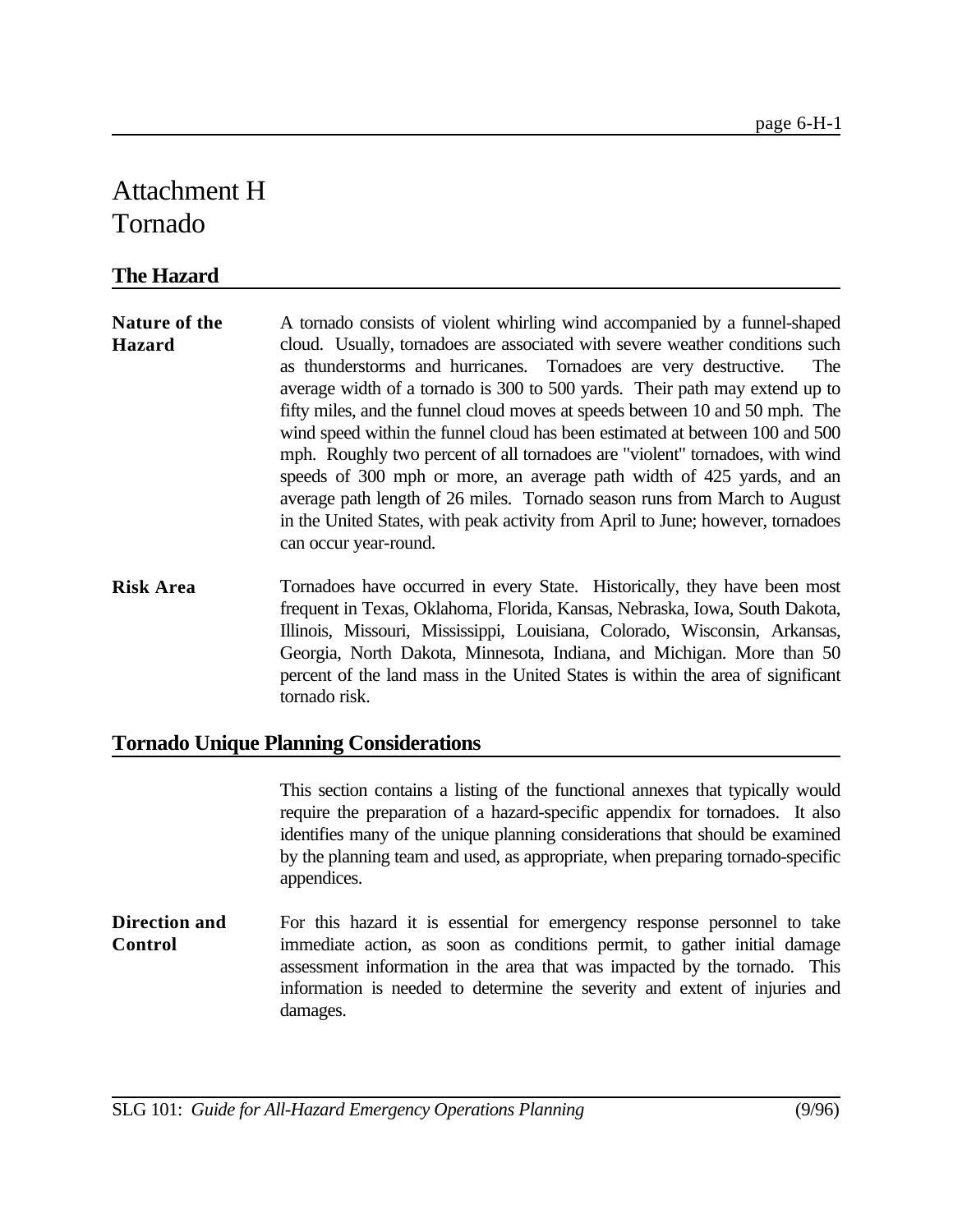# Attachment H
# Tornado

## The Hazard

**Nature of the Hazard**

A tornado consists of violent whirling wind accompanied by a funnel-shaped cloud. Usually, tornadoes are associated with severe weather conditions such as thunderstorms and hurricanes. Tornadoes are very destructive. The average width of a tornado is 300 to 500 yards. Their path may extend up to fifty miles, and the funnel cloud moves at speeds between 10 and 50 mph. The wind speed within the funnel cloud has been estimated at between 100 and 500 mph. Roughly two percent of all tornadoes are "violent" tornadoes, with wind speeds of 300 mph or more, an average path width of 425 yards, and an average path length of 26 miles. Tornado season runs from March to August in the United States, with peak activity from April to June; however, tornadoes can occur year-round.

**Risk Area**

Tornadoes have occurred in every State. Historically, they have been most frequent in Texas, Oklahoma, Florida, Kansas, Nebraska, Iowa, South Dakota, Illinois, Missouri, Mississippi, Louisiana, Colorado, Wisconsin, Arkansas, Georgia, North Dakota, Minnesota, Indiana, and Michigan. More than 50 percent of the land mass in the United States is within the area of significant tornado risk.

## Tornado Unique Planning Considerations

This section contains a listing of the functional annexes that typically would require the preparation of a hazard-specific appendix for tornadoes. It also identifies many of the unique planning considerations that should be examined by the planning team and used, as appropriate, when preparing tornado-specific appendices.

**Direction and Control**

For this hazard it is essential for emergency response personnel to take immediate action, as soon as conditions permit, to gather initial damage assessment information in the area that was impacted by the tornado. This information is needed to determine the severity and extent of injuries and damages.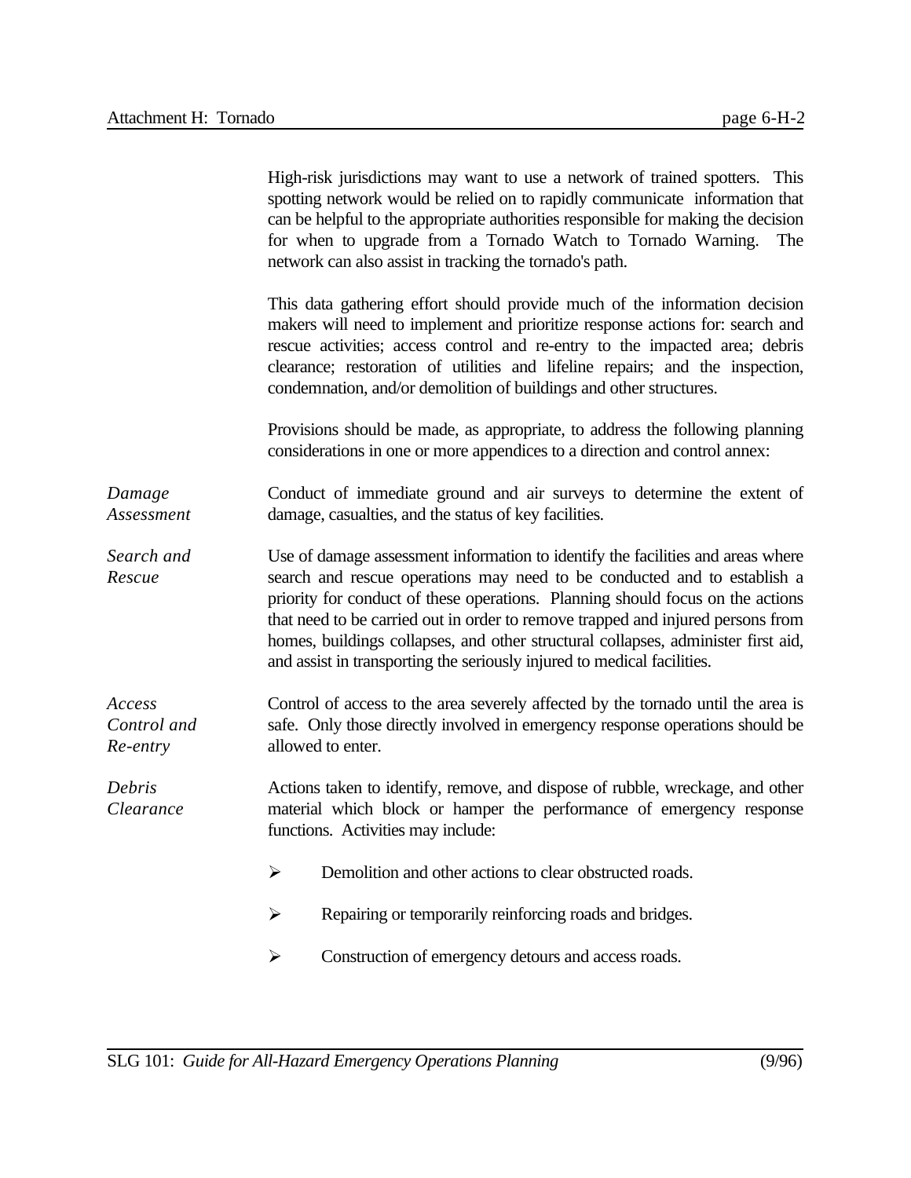High-risk jurisdictions may want to use a network of trained spotters. This spotting network would be relied on to rapidly communicate information that can be helpful to the appropriate authorities responsible for making the decision for when to upgrade from a Tornado Watch to Tornado Warning. The network can also assist in tracking the tornado's path.

This data gathering effort should provide much of the information decision makers will need to implement and prioritize response actions for: search and rescue activities; access control and re-entry to the impacted area; debris clearance; restoration of utilities and lifeline repairs; and the inspection, condemnation, and/or demolition of buildings and other structures.

Provisions should be made, as appropriate, to address the following planning considerations in one or more appendices to a direction and control annex:

*Damage Assessment*

Conduct of immediate ground and air surveys to determine the extent of damage, casualties, and the status of key facilities.

*Search and Rescue*

Use of damage assessment information to identify the facilities and areas where search and rescue operations may need to be conducted and to establish a priority for conduct of these operations. Planning should focus on the actions that need to be carried out in order to remove trapped and injured persons from homes, buildings collapses, and other structural collapses, administer first aid, and assist in transporting the seriously injured to medical facilities.

*Access Control and Re-entry*

Control of access to the area severely affected by the tornado until the area is safe. Only those directly involved in emergency response operations should be allowed to enter.

*Debris Clearance*

Actions taken to identify, remove, and dispose of rubble, wreckage, and other material which block or hamper the performance of emergency response functions. Activities may include:

- Demolition and other actions to clear obstructed roads.
- Repairing or temporarily reinforcing roads and bridges.
- Construction of emergency detours and access roads.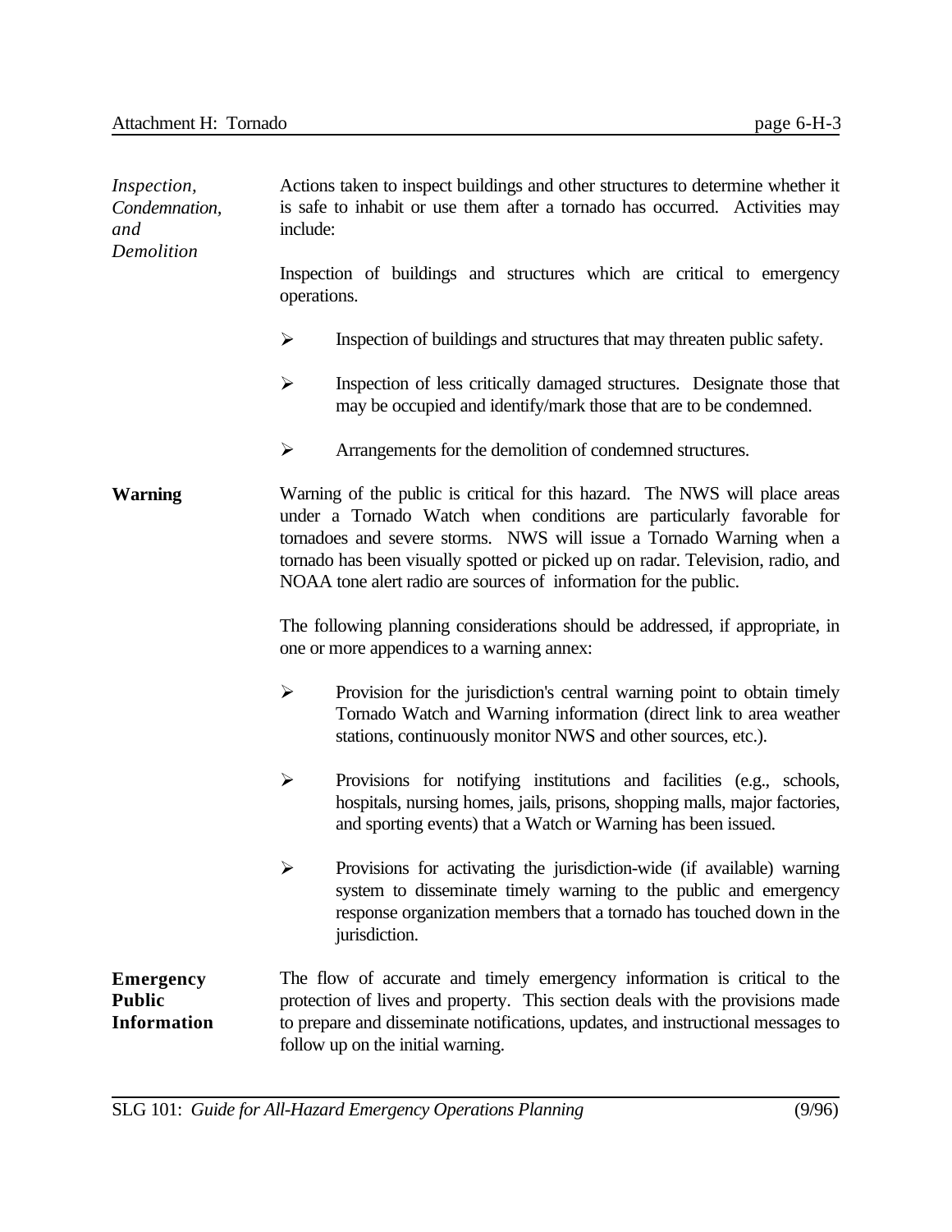*Inspection, Condemnation, and Demolition*

Actions taken to inspect buildings and other structures to determine whether it is safe to inhabit or use them after a tornado has occurred. Activities may include:

Inspection of buildings and structures which are critical to emergency operations.

- Inspection of buildings and structures that may threaten public safety.
- Inspection of less critically damaged structures. Designate those that may be occupied and identify/mark those that are to be condemned.
- Arrangements for the demolition of condemned structures.

**Warning**

Warning of the public is critical for this hazard. The NWS will place areas under a Tornado Watch when conditions are particularly favorable for tornadoes and severe storms. NWS will issue a Tornado Warning when a tornado has been visually spotted or picked up on radar. Television, radio, and NOAA tone alert radio are sources of information for the public.

The following planning considerations should be addressed, if appropriate, in one or more appendices to a warning annex:

- Provision for the jurisdiction's central warning point to obtain timely Tornado Watch and Warning information (direct link to area weather stations, continuously monitor NWS and other sources, etc.).
- Provisions for notifying institutions and facilities (e.g., schools, hospitals, nursing homes, jails, prisons, shopping malls, major factories, and sporting events) that a Watch or Warning has been issued.
- Provisions for activating the jurisdiction-wide (if available) warning system to disseminate timely warning to the public and emergency response organization members that a tornado has touched down in the jurisdiction.

**Emergency Public Information**

The flow of accurate and timely emergency information is critical to the protection of lives and property. This section deals with the provisions made to prepare and disseminate notifications, updates, and instructional messages to follow up on the initial warning.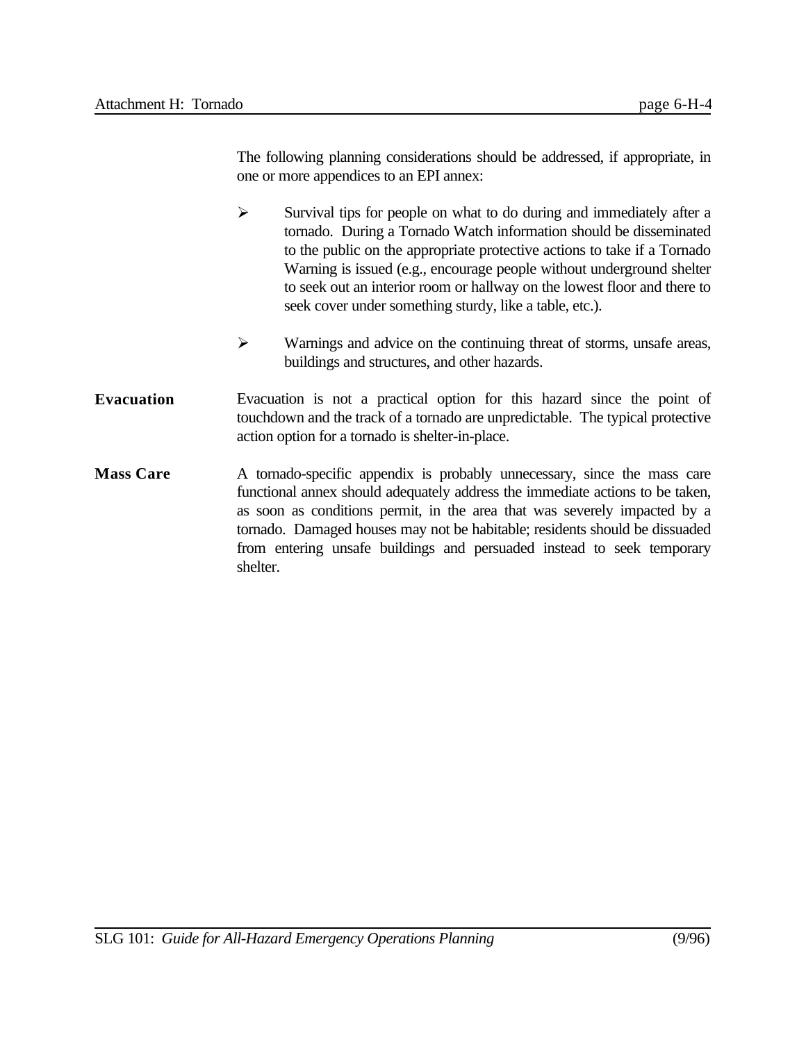The following planning considerations should be addressed, if appropriate, in one or more appendices to an EPI annex:

- Survival tips for people on what to do during and immediately after a tornado. During a Tornado Watch information should be disseminated to the public on the appropriate protective actions to take if a Tornado Warning is issued (e.g., encourage people without underground shelter to seek out an interior room or hallway on the lowest floor and there to seek cover under something sturdy, like a table, etc.).

- Warnings and advice on the continuing threat of storms, unsafe areas, buildings and structures, and other hazards.

**Evacuation**

Evacuation is not a practical option for this hazard since the point of touchdown and the track of a tornado are unpredictable. The typical protective action option for a tornado is shelter-in-place.

**Mass Care**

A tornado-specific appendix is probably unnecessary, since the mass care functional annex should adequately address the immediate actions to be taken, as soon as conditions permit, in the area that was severely impacted by a tornado. Damaged houses may not be habitable; residents should be dissuaded from entering unsafe buildings and persuaded instead to seek temporary shelter.